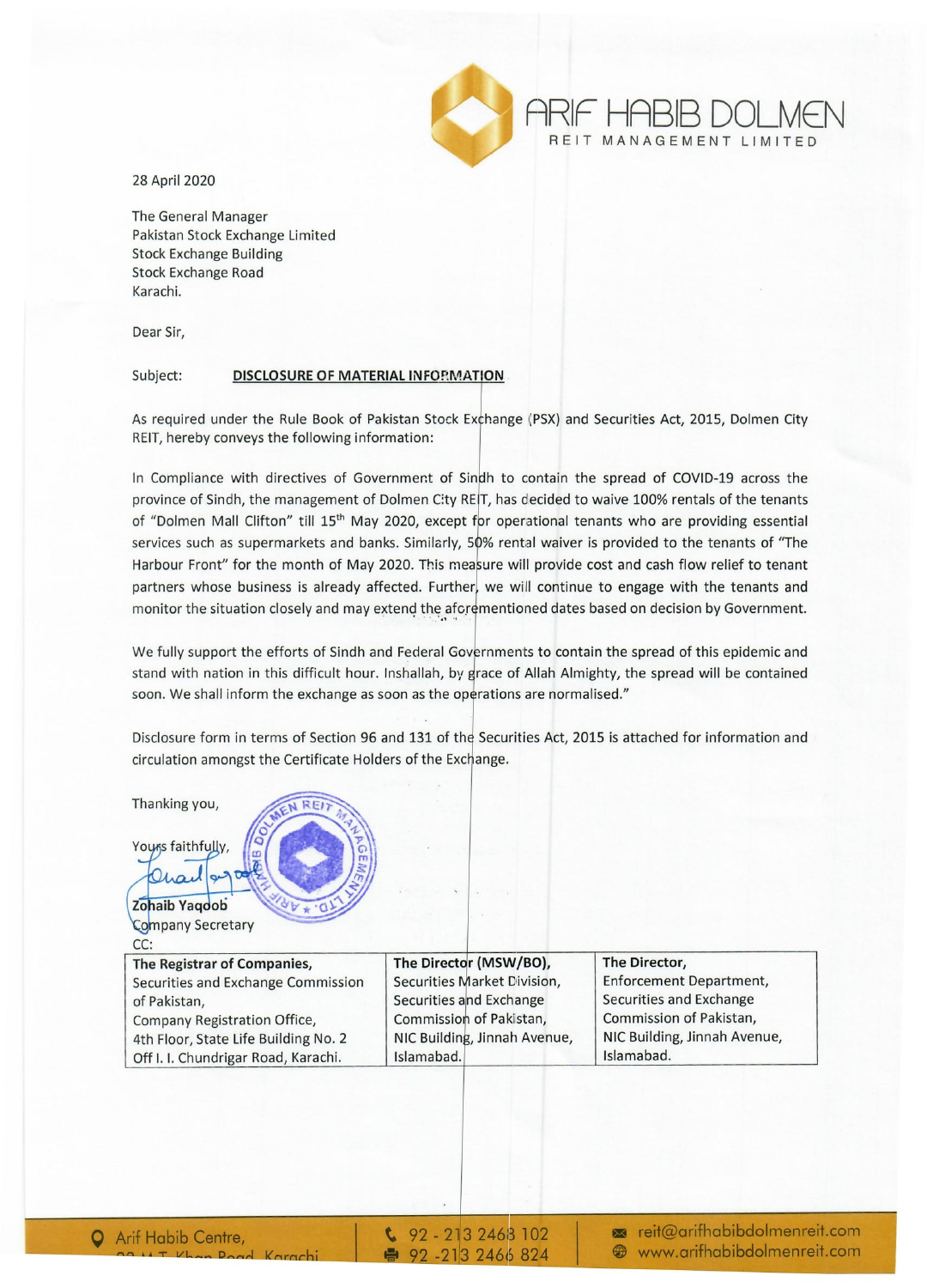ARIF HABIB DOLMEN
REIT MANAGEMENT LIMITED

28 April 2020

The General Manager
Pakistan Stock Exchange Limited
Stock Exchange Building
Stock Exchange Road
Karachi.

Dear Sir,

Subject: **DISCLOSURE OF MATERIAL INFORMATION**

As required under the Rule Book of Pakistan Stock Exchange (PSX) and Securities Act, 2015, Dolmen City REIT, hereby conveys the following information:

In Compliance with directives of Government of Sindh to contain the spread of COVID-19 across the province of Sindh, the management of Dolmen City REIT, has decided to waive 100% rentals of the tenants of "Dolmen Mall Clifton" till 15th May 2020, except for operational tenants who are providing essential services such as supermarkets and banks. Similarly, 50% rental waiver is provided to the tenants of "The Harbour Front" for the month of May 2020. This measure will provide cost and cash flow relief to tenant partners whose business is already affected. Further, we will continue to engage with the tenants and monitor the situation closely and may extend the aforementioned dates based on decision by Government.

We fully support the efforts of Sindh and Federal Governments to contain the spread of this epidemic and stand with nation in this difficult hour. Inshallah, by grace of Allah Almighty, the spread will be contained soon. We shall inform the exchange as soon as the operations are normalised."

Disclosure form in terms of Section 96 and 131 of the Securities Act, 2015 is attached for information and circulation amongst the Certificate Holders of the Exchange.

Thanking you,

Yours faithfully,

**Zohaib Yaqoob**
Company Secretary

CC:

| **The Registrar of Companies,** Securities and Exchange Commission of Pakistan, Company Registration Office, 4th Floor, State Life Building No. 2 Off I. I. Chundrigar Road, Karachi. | **The Director (MSW/BO),** Securities Market Division, Securities and Exchange Commission of Pakistan, NIC Building, Jinnah Avenue, Islamabad. | **The Director,** Enforcement Department, Securities and Exchange Commission of Pakistan, NIC Building, Jinnah Avenue, Islamabad. |
|---|---|---|

Arif Habib Centre, 23 M.T. Khan Road, Karachi | 92 - 213 2468 102 | 92 -213 2466 824 | reit@arifhabibdolmenreit.com | www.arifhabibdolmenreit.com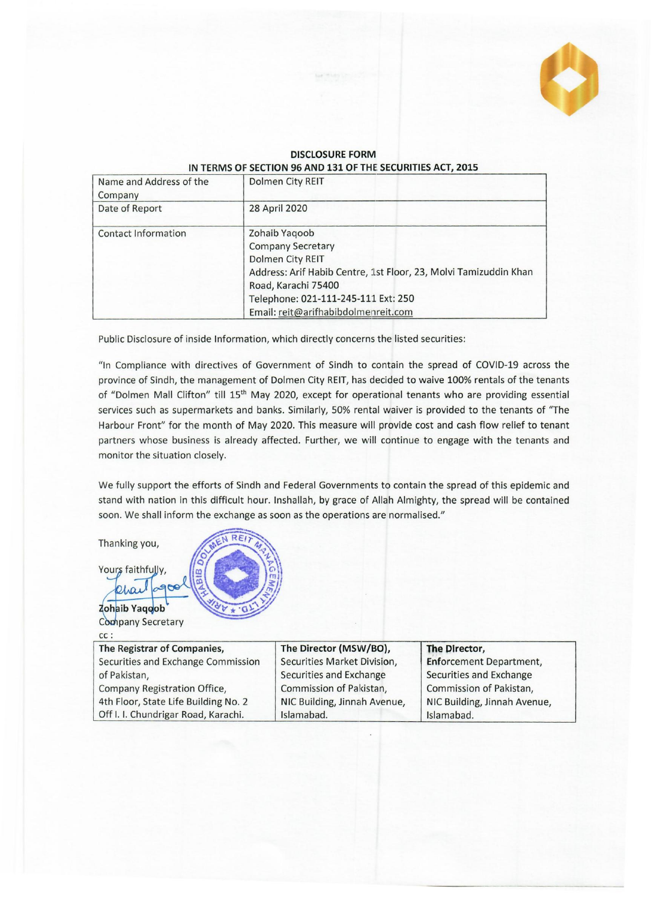**DISCLOSURE FORM**
**IN TERMS OF SECTION 96 AND 131 OF THE SECURITIES ACT, 2015**

| | |
|---|---|
| Name and Address of the Company | Dolmen City REIT |
| Date of Report | 28 April 2020 |
| Contact Information | Zohaib Yaqoob<br>Company Secretary<br>Dolmen City REIT<br>Address: Arif Habib Centre, 1st Floor, 23, Molvi Tamizuddin Khan Road, Karachi 75400<br>Telephone: 021-111-245-111 Ext: 250<br>Email: reit@arifhabibdolmenreit.com |

Public Disclosure of inside Information, which directly concerns the listed securities:

"In Compliance with directives of Government of Sindh to contain the spread of COVID-19 across the province of Sindh, the management of Dolmen City REIT, has decided to waive 100% rentals of the tenants of "Dolmen Mall Clifton" till 15th May 2020, except for operational tenants who are providing essential services such as supermarkets and banks. Similarly, 50% rental waiver is provided to the tenants of "The Harbour Front" for the month of May 2020. This measure will provide cost and cash flow relief to tenant partners whose business is already affected. Further, we will continue to engage with the tenants and monitor the situation closely.

We fully support the efforts of Sindh and Federal Governments to contain the spread of this epidemic and stand with nation in this difficult hour. Inshallah, by grace of Allah Almighty, the spread will be contained soon. We shall inform the exchange as soon as the operations are normalised."

Thanking you,

Yours faithfully,

**Zohaib Yaqoob**
Company Secretary

cc :

| | | |
|---|---|---|
| **The Registrar of Companies,**<br>Securities and Exchange Commission of Pakistan,<br>Company Registration Office,<br>4th Floor, State Life Building No. 2<br>Off I. I. Chundrigar Road, Karachi. | **The Director (MSW/BO),**<br>Securities Market Division,<br>Securities and Exchange Commission of Pakistan,<br>NIC Building, Jinnah Avenue,<br>Islamabad. | **The Director,**<br>Enforcement Department,<br>Securities and Exchange Commission of Pakistan,<br>NIC Building, Jinnah Avenue,<br>Islamabad. |